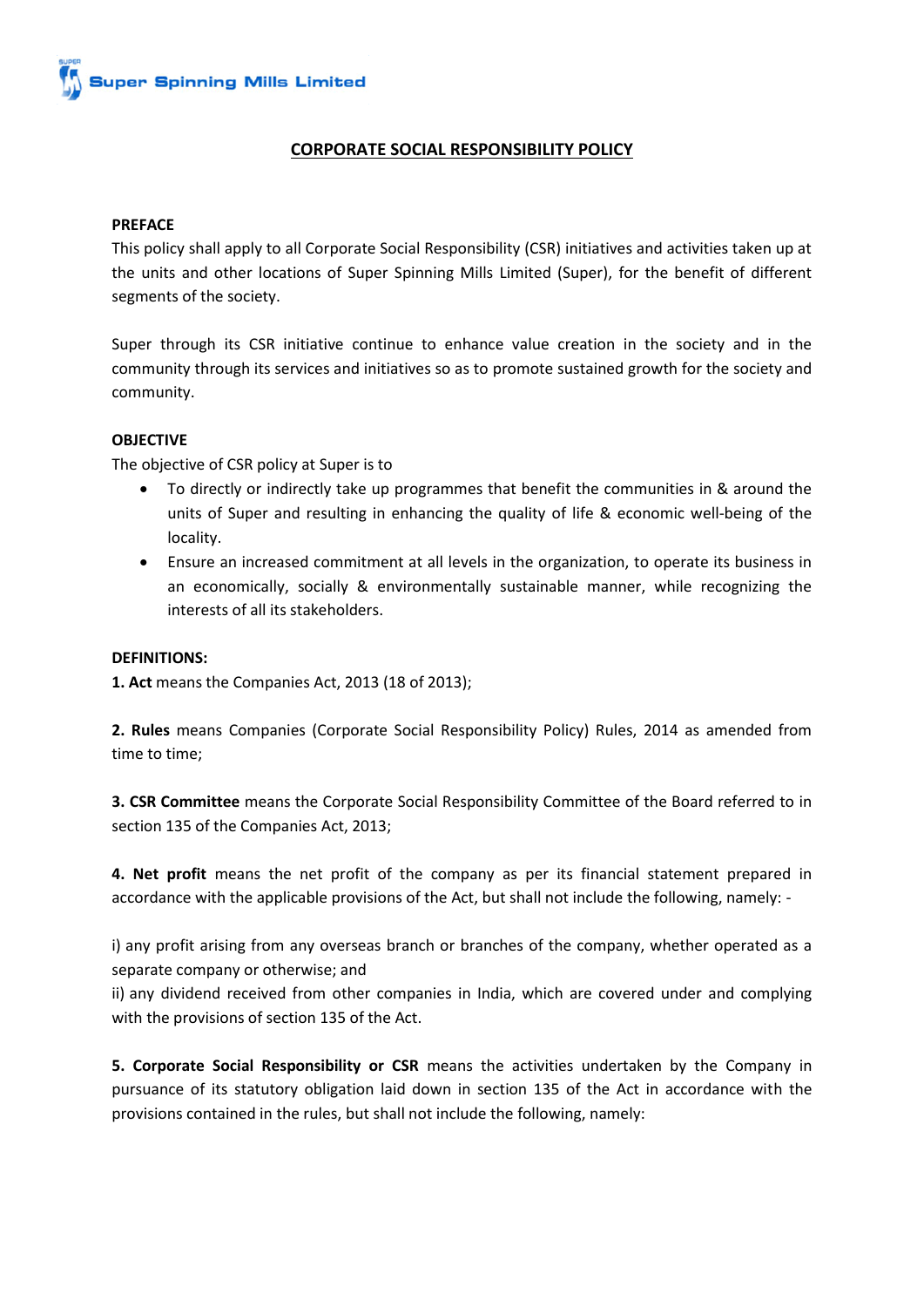Super Spinning Mills Limited

# CORPORATE SOCIAL RESPONSIBILITY POLICY

**PREFACE**

This policy shall apply to all Corporate Social Responsibility (CSR) initiatives and activities taken up at the units and other locations of Super Spinning Mills Limited (Super), for the benefit of different segments of the society.

Super through its CSR initiative continue to enhance value creation in the society and in the community through its services and initiatives so as to promote sustained growth for the society and community.

**OBJECTIVE**

The objective of CSR policy at Super is to

- To directly or indirectly take up programmes that benefit the communities in & around the units of Super and resulting in enhancing the quality of life & economic well-being of the locality.
- Ensure an increased commitment at all levels in the organization, to operate its business in an economically, socially & environmentally sustainable manner, while recognizing the interests of all its stakeholders.

**DEFINITIONS:**

**1. Act** means the Companies Act, 2013 (18 of 2013);

**2. Rules** means Companies (Corporate Social Responsibility Policy) Rules, 2014 as amended from time to time;

**3. CSR Committee** means the Corporate Social Responsibility Committee of the Board referred to in section 135 of the Companies Act, 2013;

**4. Net profit** means the net profit of the company as per its financial statement prepared in accordance with the applicable provisions of the Act, but shall not include the following, namely: -

i) any profit arising from any overseas branch or branches of the company, whether operated as a separate company or otherwise; and
ii) any dividend received from other companies in India, which are covered under and complying with the provisions of section 135 of the Act.

**5. Corporate Social Responsibility or CSR** means the activities undertaken by the Company in pursuance of its statutory obligation laid down in section 135 of the Act in accordance with the provisions contained in the rules, but shall not include the following, namely: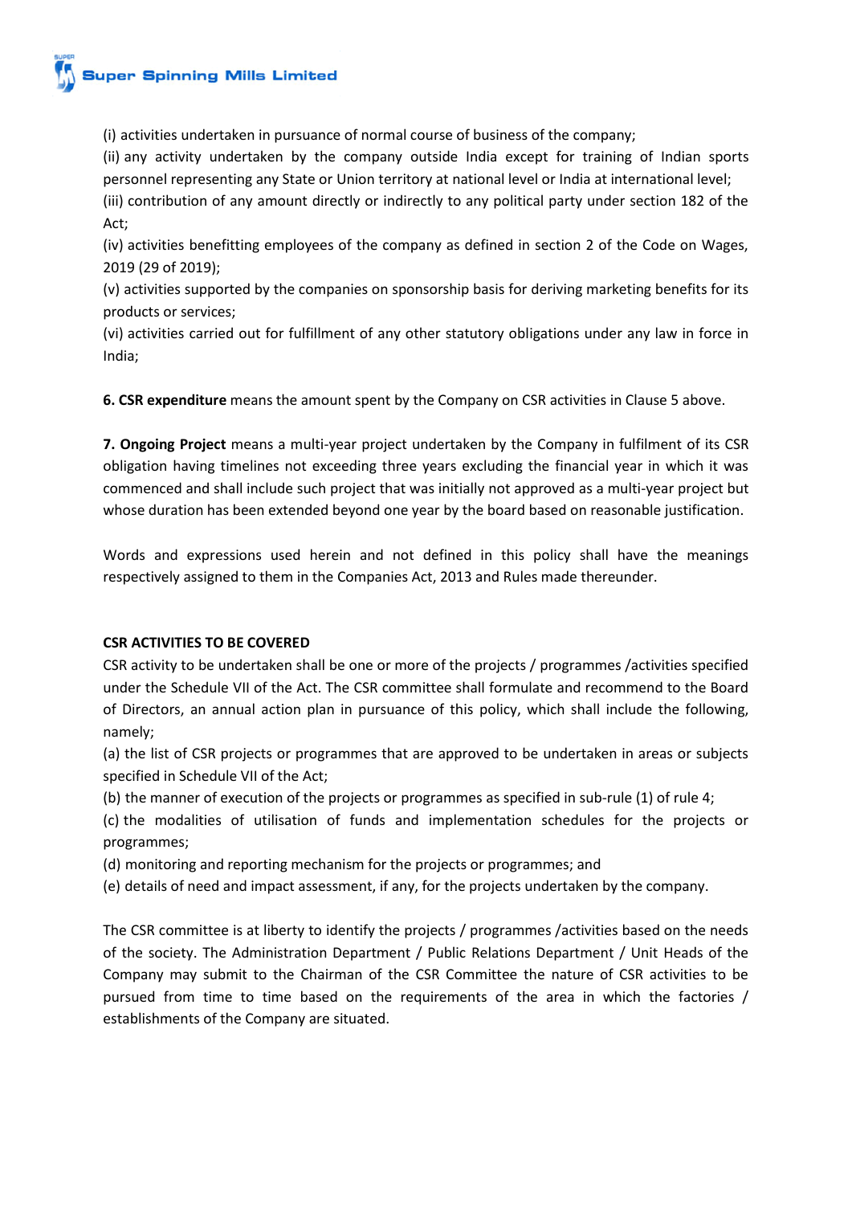(i) activities undertaken in pursuance of normal course of business of the company;

(ii) any activity undertaken by the company outside India except for training of Indian sports personnel representing any State or Union territory at national level or India at international level;

(iii) contribution of any amount directly or indirectly to any political party under section 182 of the Act;

(iv) activities benefitting employees of the company as defined in section 2 of the Code on Wages, 2019 (29 of 2019);

(v) activities supported by the companies on sponsorship basis for deriving marketing benefits for its products or services;

(vi) activities carried out for fulfillment of any other statutory obligations under any law in force in India;

**6. CSR expenditure** means the amount spent by the Company on CSR activities in Clause 5 above.

**7. Ongoing Project** means a multi-year project undertaken by the Company in fulfilment of its CSR obligation having timelines not exceeding three years excluding the financial year in which it was commenced and shall include such project that was initially not approved as a multi-year project but whose duration has been extended beyond one year by the board based on reasonable justification.

Words and expressions used herein and not defined in this policy shall have the meanings respectively assigned to them in the Companies Act, 2013 and Rules made thereunder.

**CSR ACTIVITIES TO BE COVERED**

CSR activity to be undertaken shall be one or more of the projects / programmes /activities specified under the Schedule VII of the Act. The CSR committee shall formulate and recommend to the Board of Directors, an annual action plan in pursuance of this policy, which shall include the following, namely;

(a) the list of CSR projects or programmes that are approved to be undertaken in areas or subjects specified in Schedule VII of the Act;

(b) the manner of execution of the projects or programmes as specified in sub-rule (1) of rule 4;

(c) the modalities of utilisation of funds and implementation schedules for the projects or programmes;

(d) monitoring and reporting mechanism for the projects or programmes; and

(e) details of need and impact assessment, if any, for the projects undertaken by the company.

The CSR committee is at liberty to identify the projects / programmes /activities based on the needs of the society. The Administration Department / Public Relations Department / Unit Heads of the Company may submit to the Chairman of the CSR Committee the nature of CSR activities to be pursued from time to time based on the requirements of the area in which the factories / establishments of the Company are situated.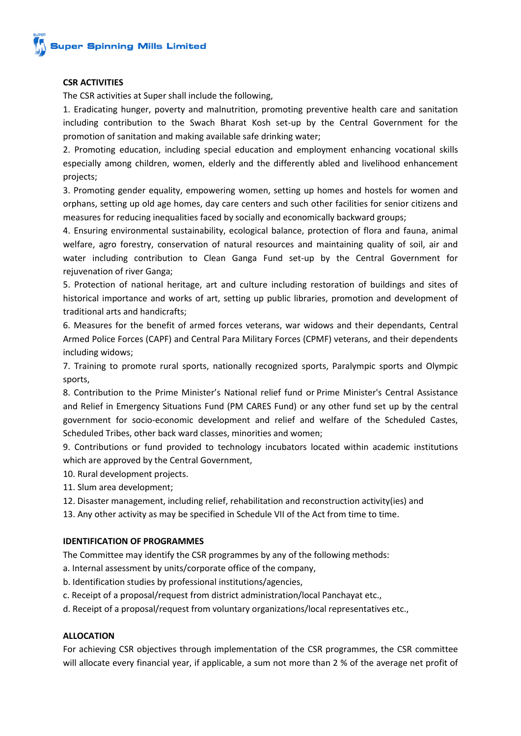## CSR ACTIVITIES

The CSR activities at Super shall include the following,

1. Eradicating hunger, poverty and malnutrition, promoting preventive health care and sanitation including contribution to the Swach Bharat Kosh set-up by the Central Government for the promotion of sanitation and making available safe drinking water;
2. Promoting education, including special education and employment enhancing vocational skills especially among children, women, elderly and the differently abled and livelihood enhancement projects;
3. Promoting gender equality, empowering women, setting up homes and hostels for women and orphans, setting up old age homes, day care centers and such other facilities for senior citizens and measures for reducing inequalities faced by socially and economically backward groups;
4. Ensuring environmental sustainability, ecological balance, protection of flora and fauna, animal welfare, agro forestry, conservation of natural resources and maintaining quality of soil, air and water including contribution to Clean Ganga Fund set-up by the Central Government for rejuvenation of river Ganga;
5. Protection of national heritage, art and culture including restoration of buildings and sites of historical importance and works of art, setting up public libraries, promotion and development of traditional arts and handicrafts;
6. Measures for the benefit of armed forces veterans, war widows and their dependants, Central Armed Police Forces (CAPF) and Central Para Military Forces (CPMF) veterans, and their dependents including widows;
7. Training to promote rural sports, nationally recognized sports, Paralympic sports and Olympic sports,
8. Contribution to the Prime Minister's National relief fund or Prime Minister's Central Assistance and Relief in Emergency Situations Fund (PM CARES Fund) or any other fund set up by the central government for socio-economic development and relief and welfare of the Scheduled Castes, Scheduled Tribes, other back ward classes, minorities and women;
9. Contributions or fund provided to technology incubators located within academic institutions which are approved by the Central Government,
10. Rural development projects.
11. Slum area development;
12. Disaster management, including relief, rehabilitation and reconstruction activity(ies) and
13. Any other activity as may be specified in Schedule VII of the Act from time to time.

## IDENTIFICATION OF PROGRAMMES

The Committee may identify the CSR programmes by any of the following methods:

a. Internal assessment by units/corporate office of the company,  
b. Identification studies by professional institutions/agencies,  
c. Receipt of a proposal/request from district administration/local Panchayat etc.,  
d. Receipt of a proposal/request from voluntary organizations/local representatives etc.,

## ALLOCATION

For achieving CSR objectives through implementation of the CSR programmes, the CSR committee will allocate every financial year, if applicable, a sum not more than 2 % of the average net profit of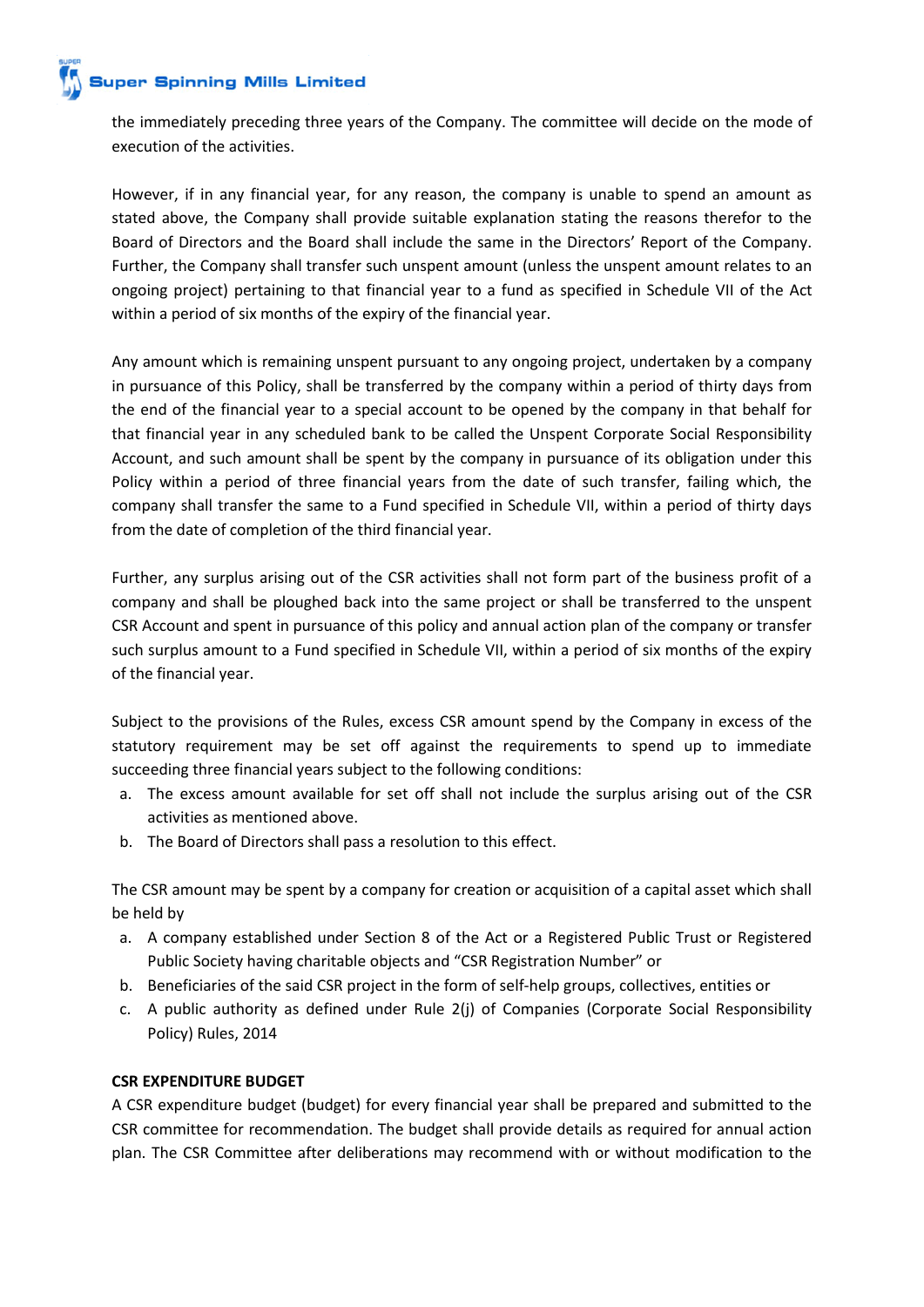the immediately preceding three years of the Company. The committee will decide on the mode of execution of the activities.

However, if in any financial year, for any reason, the company is unable to spend an amount as stated above, the Company shall provide suitable explanation stating the reasons therefor to the Board of Directors and the Board shall include the same in the Directors' Report of the Company. Further, the Company shall transfer such unspent amount (unless the unspent amount relates to an ongoing project) pertaining to that financial year to a fund as specified in Schedule VII of the Act within a period of six months of the expiry of the financial year.

Any amount which is remaining unspent pursuant to any ongoing project, undertaken by a company in pursuance of this Policy, shall be transferred by the company within a period of thirty days from the end of the financial year to a special account to be opened by the company in that behalf for that financial year in any scheduled bank to be called the Unspent Corporate Social Responsibility Account, and such amount shall be spent by the company in pursuance of its obligation under this Policy within a period of three financial years from the date of such transfer, failing which, the company shall transfer the same to a Fund specified in Schedule VII, within a period of thirty days from the date of completion of the third financial year.

Further, any surplus arising out of the CSR activities shall not form part of the business profit of a company and shall be ploughed back into the same project or shall be transferred to the unspent CSR Account and spent in pursuance of this policy and annual action plan of the company or transfer such surplus amount to a Fund specified in Schedule VII, within a period of six months of the expiry of the financial year.

Subject to the provisions of the Rules, excess CSR amount spend by the Company in excess of the statutory requirement may be set off against the requirements to spend up to immediate succeeding three financial years subject to the following conditions:

a. The excess amount available for set off shall not include the surplus arising out of the CSR activities as mentioned above.
b. The Board of Directors shall pass a resolution to this effect.

The CSR amount may be spent by a company for creation or acquisition of a capital asset which shall be held by

a. A company established under Section 8 of the Act or a Registered Public Trust or Registered Public Society having charitable objects and "CSR Registration Number" or
b. Beneficiaries of the said CSR project in the form of self-help groups, collectives, entities or
c. A public authority as defined under Rule 2(j) of Companies (Corporate Social Responsibility Policy) Rules, 2014

**CSR EXPENDITURE BUDGET**

A CSR expenditure budget (budget) for every financial year shall be prepared and submitted to the CSR committee for recommendation. The budget shall provide details as required for annual action plan. The CSR Committee after deliberations may recommend with or without modification to the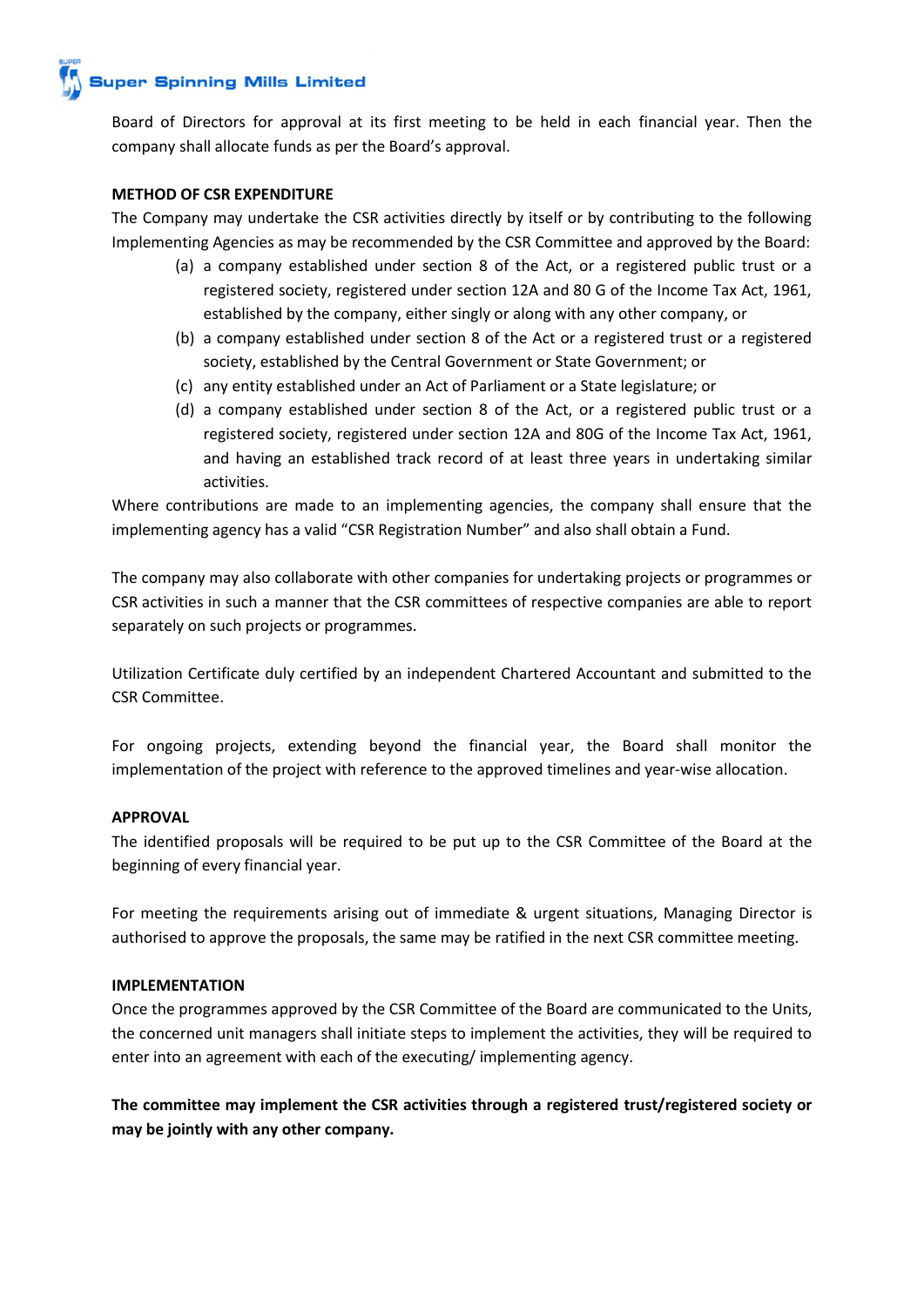Board of Directors for approval at its first meeting to be held in each financial year. Then the company shall allocate funds as per the Board's approval.

**METHOD OF CSR EXPENDITURE**

The Company may undertake the CSR activities directly by itself or by contributing to the following Implementing Agencies as may be recommended by the CSR Committee and approved by the Board:

(a) a company established under section 8 of the Act, or a registered public trust or a registered society, registered under section 12A and 80 G of the Income Tax Act, 1961, established by the company, either singly or along with any other company, or

(b) a company established under section 8 of the Act or a registered trust or a registered society, established by the Central Government or State Government; or

(c) any entity established under an Act of Parliament or a State legislature; or

(d) a company established under section 8 of the Act, or a registered public trust or a registered society, registered under section 12A and 80G of the Income Tax Act, 1961, and having an established track record of at least three years in undertaking similar activities.

Where contributions are made to an implementing agencies, the company shall ensure that the implementing agency has a valid "CSR Registration Number" and also shall obtain a Fund.

The company may also collaborate with other companies for undertaking projects or programmes or CSR activities in such a manner that the CSR committees of respective companies are able to report separately on such projects or programmes.

Utilization Certificate duly certified by an independent Chartered Accountant and submitted to the CSR Committee.

For ongoing projects, extending beyond the financial year, the Board shall monitor the implementation of the project with reference to the approved timelines and year-wise allocation.

**APPROVAL**

The identified proposals will be required to be put up to the CSR Committee of the Board at the beginning of every financial year.

For meeting the requirements arising out of immediate & urgent situations, Managing Director is authorised to approve the proposals, the same may be ratified in the next CSR committee meeting.

**IMPLEMENTATION**

Once the programmes approved by the CSR Committee of the Board are communicated to the Units, the concerned unit managers shall initiate steps to implement the activities, they will be required to enter into an agreement with each of the executing/ implementing agency.

**The committee may implement the CSR activities through a registered trust/registered society or may be jointly with any other company.**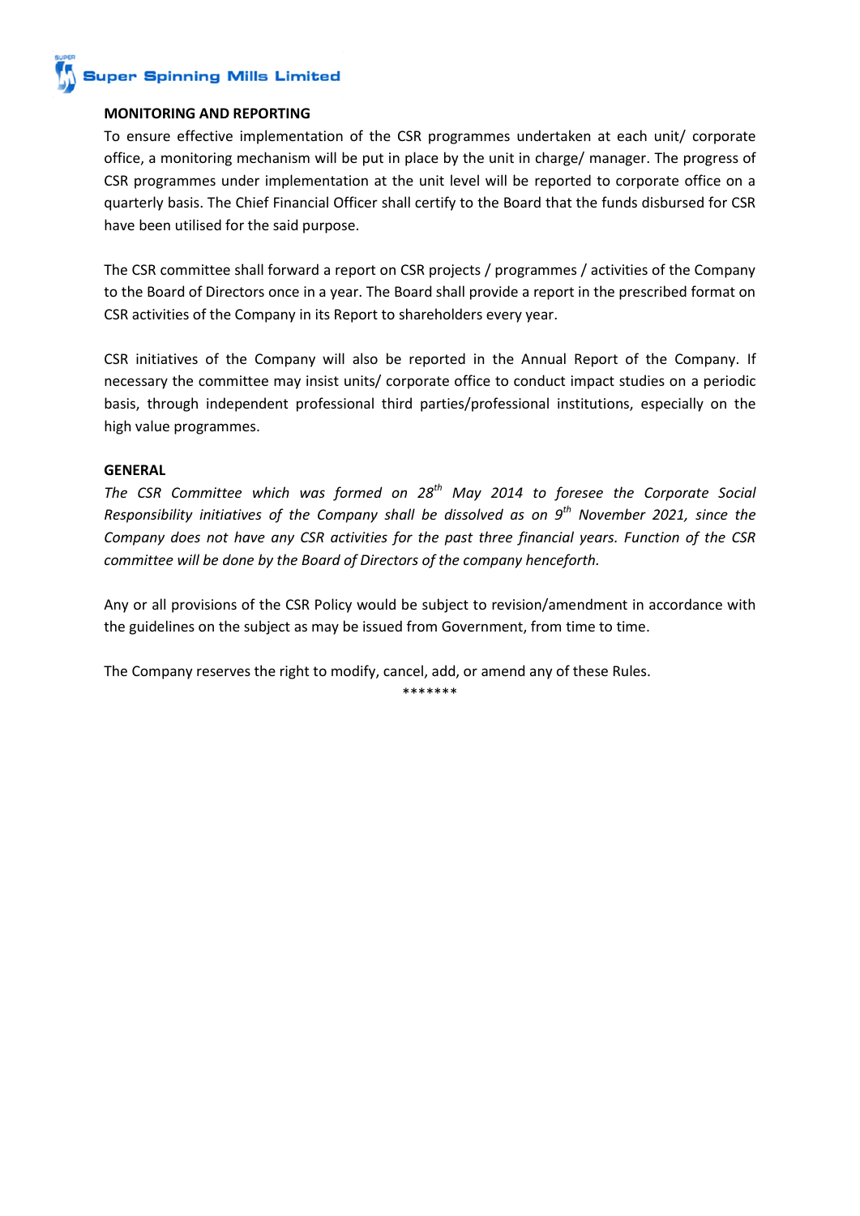**MONITORING AND REPORTING**

To ensure effective implementation of the CSR programmes undertaken at each unit/ corporate office, a monitoring mechanism will be put in place by the unit in charge/ manager. The progress of CSR programmes under implementation at the unit level will be reported to corporate office on a quarterly basis. The Chief Financial Officer shall certify to the Board that the funds disbursed for CSR have been utilised for the said purpose.

The CSR committee shall forward a report on CSR projects / programmes / activities of the Company to the Board of Directors once in a year. The Board shall provide a report in the prescribed format on CSR activities of the Company in its Report to shareholders every year.

CSR initiatives of the Company will also be reported in the Annual Report of the Company. If necessary the committee may insist units/ corporate office to conduct impact studies on a periodic basis, through independent professional third parties/professional institutions, especially on the high value programmes.

**GENERAL**

*The CSR Committee which was formed on 28th May 2014 to foresee the Corporate Social Responsibility initiatives of the Company shall be dissolved as on 9th November 2021, since the Company does not have any CSR activities for the past three financial years. Function of the CSR committee will be done by the Board of Directors of the company henceforth.*

Any or all provisions of the CSR Policy would be subject to revision/amendment in accordance with the guidelines on the subject as may be issued from Government, from time to time.

The Company reserves the right to modify, cancel, add, or amend any of these Rules.

*******